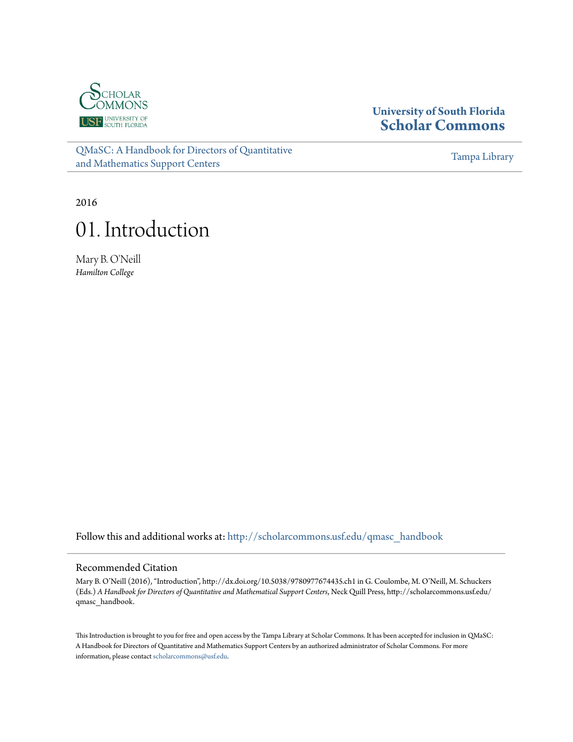**University of South Florida**
**Scholar Commons**

QMaSC: A Handbook for Directors of Quantitative and Mathematics Support Centers

Tampa Library

2016

# 01. Introduction

Mary B. O'Neill
*Hamilton College*

Follow this and additional works at: http://scholarcommons.usf.edu/qmasc_handbook

## Recommended Citation

Mary B. O'Neill (2016), "Introduction", http://dx.doi.org/10.5038/9780977674435.ch1 in G. Coulombe, M. O'Neill, M. Schuckers (Eds.) *A Handbook for Directors of Quantitative and Mathematical Support Centers*, Neck Quill Press, http://scholarcommons.usf.edu/qmasc_handbook.

This Introduction is brought to you for free and open access by the Tampa Library at Scholar Commons. It has been accepted for inclusion in QMaSC: A Handbook for Directors of Quantitative and Mathematics Support Centers by an authorized administrator of Scholar Commons. For more information, please contact scholarcommons@usf.edu.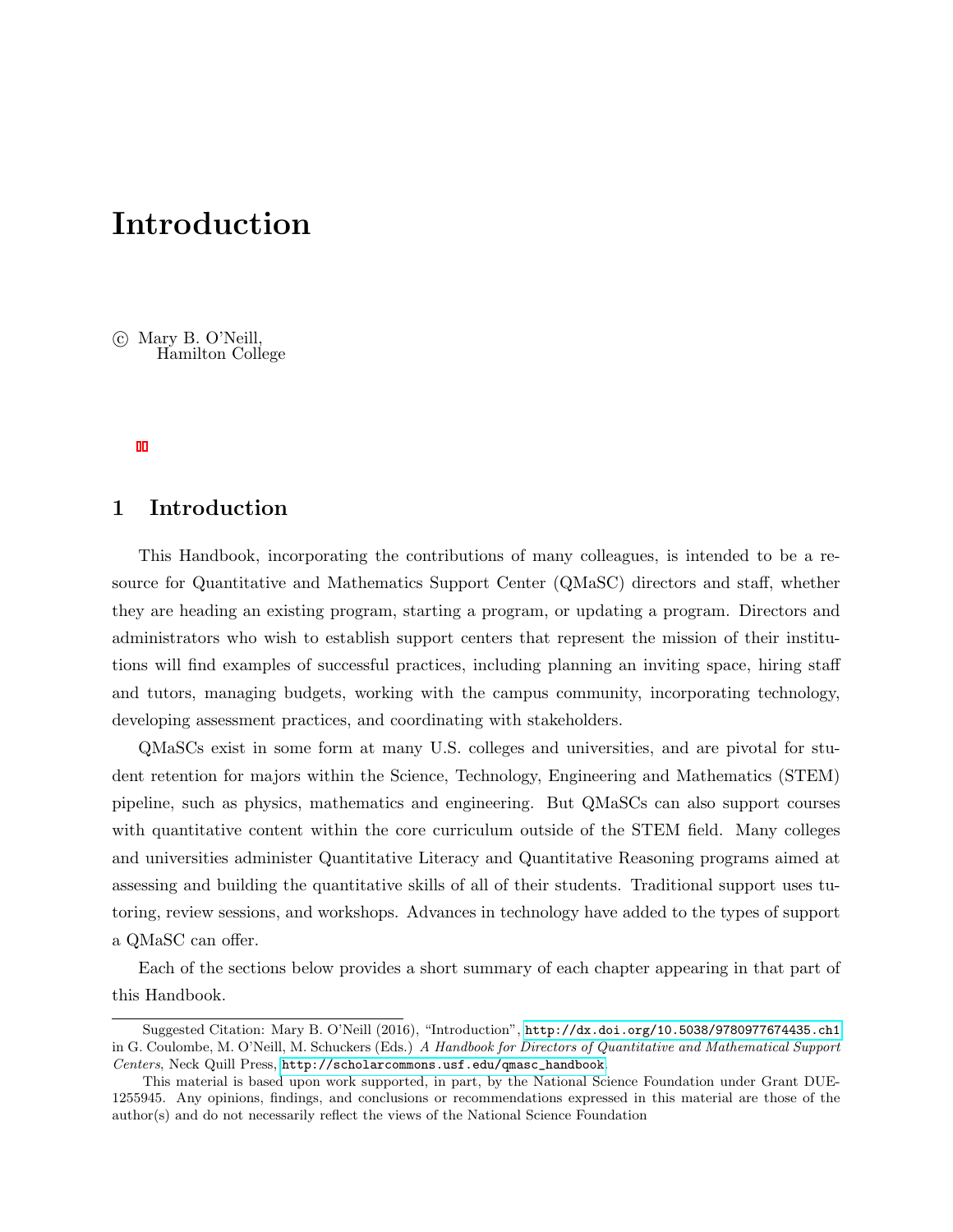# Introduction

© Mary B. O'Neill,
Hamilton College

## 1 Introduction

This Handbook, incorporating the contributions of many colleagues, is intended to be a resource for Quantitative and Mathematics Support Center (QMaSC) directors and staff, whether they are heading an existing program, starting a program, or updating a program. Directors and administrators who wish to establish support centers that represent the mission of their institutions will find examples of successful practices, including planning an inviting space, hiring staff and tutors, managing budgets, working with the campus community, incorporating technology, developing assessment practices, and coordinating with stakeholders.

QMaSCs exist in some form at many U.S. colleges and universities, and are pivotal for student retention for majors within the Science, Technology, Engineering and Mathematics (STEM) pipeline, such as physics, mathematics and engineering. But QMaSCs can also support courses with quantitative content within the core curriculum outside of the STEM field. Many colleges and universities administer Quantitative Literacy and Quantitative Reasoning programs aimed at assessing and building the quantitative skills of all of their students. Traditional support uses tutoring, review sessions, and workshops. Advances in technology have added to the types of support a QMaSC can offer.

Each of the sections below provides a short summary of each chapter appearing in that part of this Handbook.

---

Suggested Citation: Mary B. O'Neill (2016), "Introduction", http://dx.doi.org/10.5038/9780977674435.ch1 in G. Coulombe, M. O'Neill, M. Schuckers (Eds.) *A Handbook for Directors of Quantitative and Mathematical Support Centers*, Neck Quill Press, http://scholarcommons.usf.edu/qmasc_handbook.

This material is based upon work supported, in part, by the National Science Foundation under Grant DUE-1255945. Any opinions, findings, and conclusions or recommendations expressed in this material are those of the author(s) and do not necessarily reflect the views of the National Science Foundation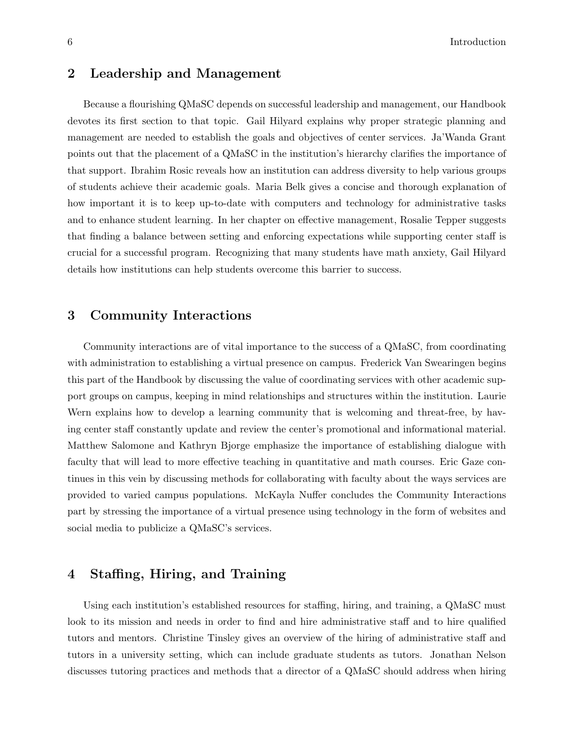## 2 Leadership and Management

Because a flourishing QMaSC depends on successful leadership and management, our Handbook devotes its first section to that topic. Gail Hilyard explains why proper strategic planning and management are needed to establish the goals and objectives of center services. Ja'Wanda Grant points out that the placement of a QMaSC in the institution's hierarchy clarifies the importance of that support. Ibrahim Rosic reveals how an institution can address diversity to help various groups of students achieve their academic goals. Maria Belk gives a concise and thorough explanation of how important it is to keep up-to-date with computers and technology for administrative tasks and to enhance student learning. In her chapter on effective management, Rosalie Tepper suggests that finding a balance between setting and enforcing expectations while supporting center staff is crucial for a successful program. Recognizing that many students have math anxiety, Gail Hilyard details how institutions can help students overcome this barrier to success.

## 3 Community Interactions

Community interactions are of vital importance to the success of a QMaSC, from coordinating with administration to establishing a virtual presence on campus. Frederick Van Swearingen begins this part of the Handbook by discussing the value of coordinating services with other academic support groups on campus, keeping in mind relationships and structures within the institution. Laurie Wern explains how to develop a learning community that is welcoming and threat-free, by having center staff constantly update and review the center's promotional and informational material. Matthew Salomone and Kathryn Bjorge emphasize the importance of establishing dialogue with faculty that will lead to more effective teaching in quantitative and math courses. Eric Gaze continues in this vein by discussing methods for collaborating with faculty about the ways services are provided to varied campus populations. McKayla Nuffer concludes the Community Interactions part by stressing the importance of a virtual presence using technology in the form of websites and social media to publicize a QMaSC's services.

## 4 Staffing, Hiring, and Training

Using each institution's established resources for staffing, hiring, and training, a QMaSC must look to its mission and needs in order to find and hire administrative staff and to hire qualified tutors and mentors. Christine Tinsley gives an overview of the hiring of administrative staff and tutors in a university setting, which can include graduate students as tutors. Jonathan Nelson discusses tutoring practices and methods that a director of a QMaSC should address when hiring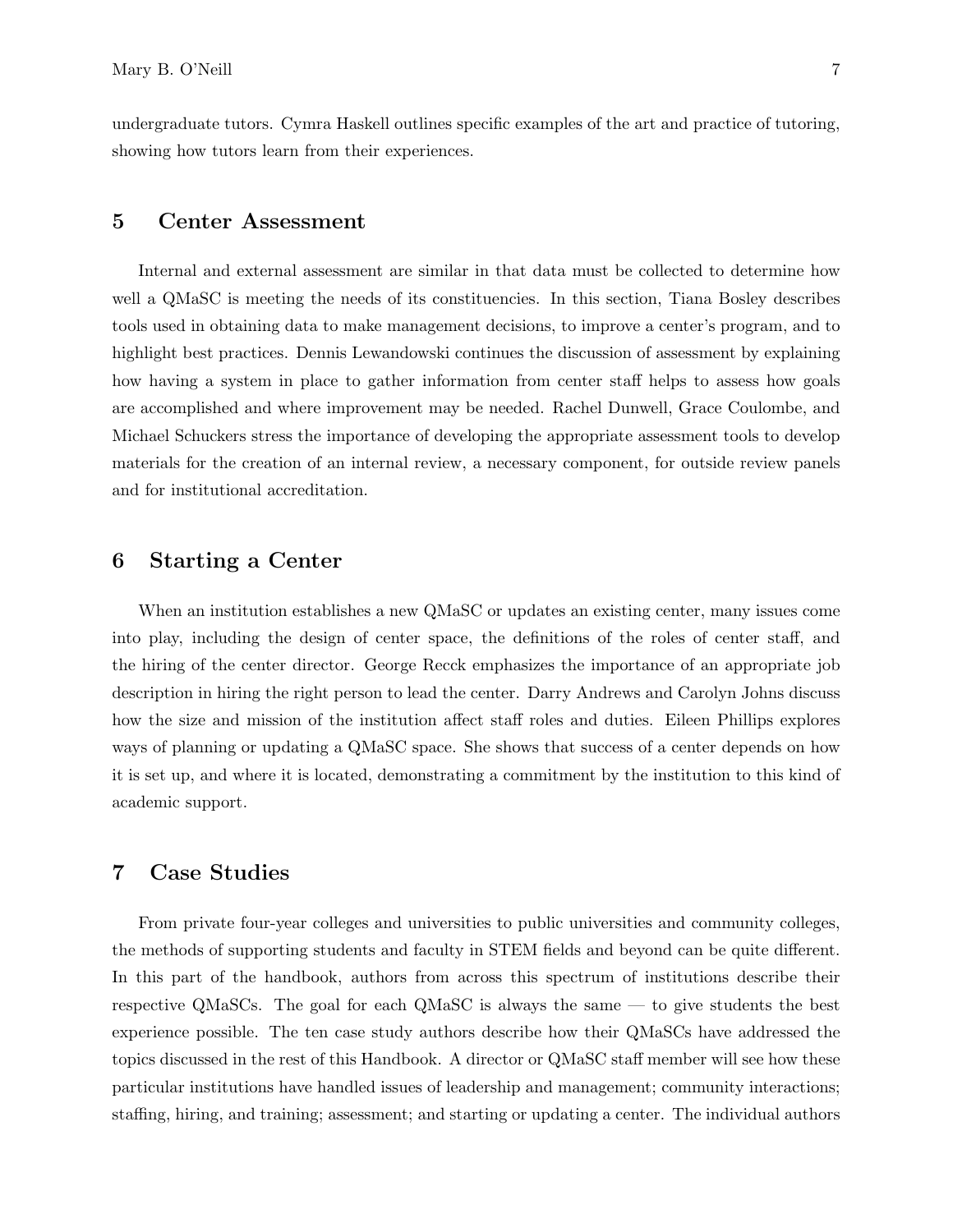undergraduate tutors. Cymra Haskell outlines specific examples of the art and practice of tutoring, showing how tutors learn from their experiences.

## 5 Center Assessment

Internal and external assessment are similar in that data must be collected to determine how well a QMaSC is meeting the needs of its constituencies. In this section, Tiana Bosley describes tools used in obtaining data to make management decisions, to improve a center's program, and to highlight best practices. Dennis Lewandowski continues the discussion of assessment by explaining how having a system in place to gather information from center staff helps to assess how goals are accomplished and where improvement may be needed. Rachel Dunwell, Grace Coulombe, and Michael Schuckers stress the importance of developing the appropriate assessment tools to develop materials for the creation of an internal review, a necessary component, for outside review panels and for institutional accreditation.

## 6 Starting a Center

When an institution establishes a new QMaSC or updates an existing center, many issues come into play, including the design of center space, the definitions of the roles of center staff, and the hiring of the center director. George Recck emphasizes the importance of an appropriate job description in hiring the right person to lead the center. Darry Andrews and Carolyn Johns discuss how the size and mission of the institution affect staff roles and duties. Eileen Phillips explores ways of planning or updating a QMaSC space. She shows that success of a center depends on how it is set up, and where it is located, demonstrating a commitment by the institution to this kind of academic support.

## 7 Case Studies

From private four-year colleges and universities to public universities and community colleges, the methods of supporting students and faculty in STEM fields and beyond can be quite different. In this part of the handbook, authors from across this spectrum of institutions describe their respective QMaSCs. The goal for each QMaSC is always the same — to give students the best experience possible. The ten case study authors describe how their QMaSCs have addressed the topics discussed in the rest of this Handbook. A director or QMaSC staff member will see how these particular institutions have handled issues of leadership and management; community interactions; staffing, hiring, and training; assessment; and starting or updating a center. The individual authors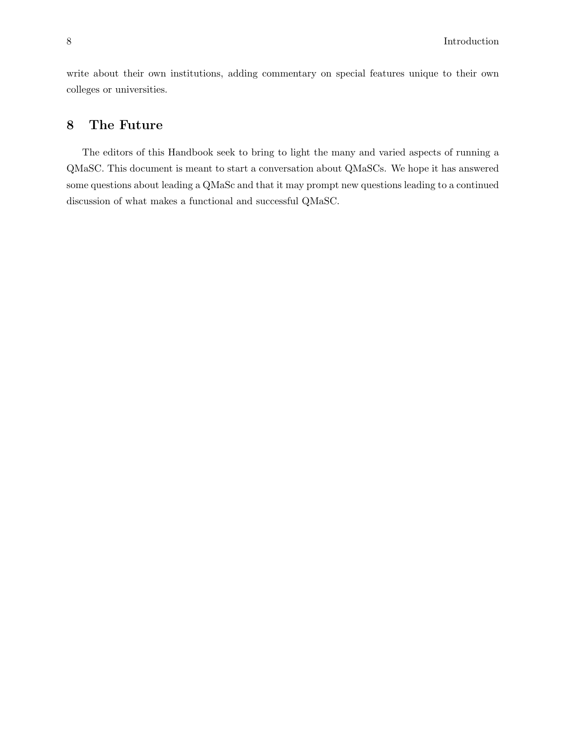write about their own institutions, adding commentary on special features unique to their own colleges or universities.

## 8 The Future

The editors of this Handbook seek to bring to light the many and varied aspects of running a QMaSC. This document is meant to start a conversation about QMaSCs. We hope it has answered some questions about leading a QMaSc and that it may prompt new questions leading to a continued discussion of what makes a functional and successful QMaSC.